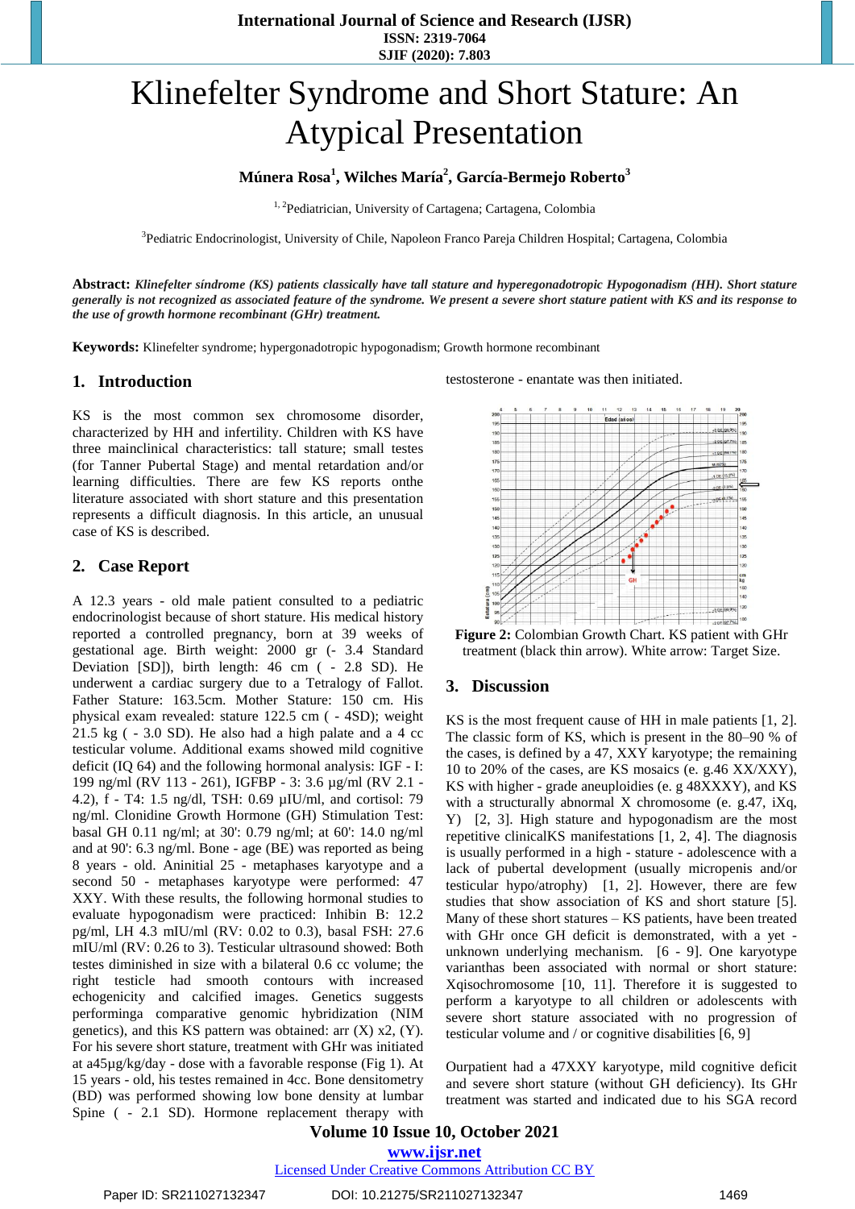# Klinefelter Syndrome and Short Stature: An Atypical Presentation

**Múnera Rosa[1], Wilches María[2], García-Bermejo Roberto[3]**

[1, 2]Pediatrician, University of Cartagena; Cartagena, Colombia

[3]Pediatric Endocrinologist, University of Chile, Napoleon Franco Pareja Children Hospital; Cartagena, Colombia

**Abstract:** ***Klinefelter síndrome (KS) patients classically have tall stature and hyperegonadotropic Hypogonadism (HH). Short stature generally is not recognized as associated feature of the syndrome. We present a severe short stature patient with KS and its response to the use of growth hormone recombinant (GHr) treatment.***

**Keywords:** Klinefelter syndrome; hypergonadotropic hypogonadism; Growth hormone recombinant

## 1. Introduction

KS is the most common sex chromosome disorder, characterized by HH and infertility. Children with KS have three mainclinical characteristics: tall stature; small testes (for Tanner Pubertal Stage) and mental retardation and/or learning difficulties. There are few KS reports onthe literature associated with short stature and this presentation represents a difficult diagnosis. In this article, an unusual case of KS is described.

## 2. Case Report

A 12.3 years - old male patient consulted to a pediatric endocrinologist because of short stature. His medical history reported a controlled pregnancy, born at 39 weeks of gestational age. Birth weight: 2000 gr (- 3.4 Standard Deviation [SD]), birth length: 46 cm ( - 2.8 SD). He underwent a cardiac surgery due to a Tetralogy of Fallot. Father Stature: 163.5cm. Mother Stature: 150 cm. His physical exam revealed: stature 122.5 cm ( - 4SD); weight 21.5 kg ( - 3.0 SD). He also had a high palate and a 4 cc testicular volume. Additional exams showed mild cognitive deficit (IQ 64) and the following hormonal analysis: IGF - I: 199 ng/ml (RV 113 - 261), IGFBP - 3: 3.6 µg/ml (RV 2.1 - 4.2), f - T4: 1.5 ng/dl, TSH: 0.69 µIU/ml, and cortisol: 79 ng/ml. Clonidine Growth Hormone (GH) Stimulation Test: basal GH 0.11 ng/ml; at 30': 0.79 ng/ml; at 60': 14.0 ng/ml and at 90': 6.3 ng/ml. Bone - age (BE) was reported as being 8 years - old. Aninitial 25 - metaphases karyotype and a second 50 - metaphases karyotype were performed: 47 XXY. With these results, the following hormonal studies to evaluate hypogonadism were practiced: Inhibin B: 12.2 pg/ml, LH 4.3 mIU/ml (RV: 0.02 to 0.3), basal FSH: 27.6 mIU/ml (RV: 0.26 to 3). Testicular ultrasound showed: Both testes diminished in size with a bilateral 0.6 cc volume; the right testicle had smooth contours with increased echogenicity and calcified images. Genetics suggests performinga comparative genomic hybridization (NIM genetics), and this KS pattern was obtained: arr (X) x2, (Y). For his severe short stature, treatment with GHr was initiated at a45µg/kg/day - dose with a favorable response (Fig 1). At 15 years - old, his testes remained in 4cc. Bone densitometry (BD) was performed showing low bone density at lumbar Spine ( - 2.1 SD). Hormone replacement therapy with testosterone - enantate was then initiated.

**Figure 2:** Colombian Growth Chart. KS patient with GHr treatment (black thin arrow). White arrow: Target Size.

## 3. Discussion

KS is the most frequent cause of HH in male patients [1, 2]. The classic form of KS, which is present in the 80–90 % of the cases, is defined by a 47, XXY karyotype; the remaining 10 to 20% of the cases, are KS mosaics (e. g.46 XX/XXY), KS with higher - grade aneuploidies (e. g 48XXXY), and KS with a structurally abnormal X chromosome (e. g.47, iXq, Y) [2, 3]. High stature and hypogonadism are the most repetitive clinicalKS manifestations [1, 2, 4]. The diagnosis is usually performed in a high - stature - adolescence with a lack of pubertal development (usually micropenis and/or testicular hypo/atrophy) [1, 2]. However, there are few studies that show association of KS and short stature [5]. Many of these short statures – KS patients, have been treated with GHr once GH deficit is demonstrated, with a yet - unknown underlying mechanism. [6 - 9]. One karyotype varianthas been associated with normal or short stature: Xqisochromosome [10, 11]. Therefore it is suggested to perform a karyotype to all children or adolescents with severe short stature associated with no progression of testicular volume and / or cognitive disabilities [6, 9]

Ourpatient had a 47XXY karyotype, mild cognitive deficit and severe short stature (without GH deficiency). Its GHr treatment was started and indicated due to his SGA record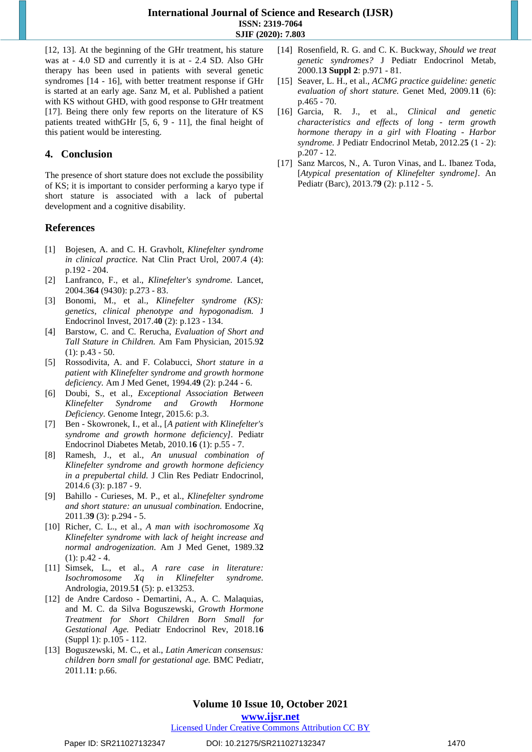[12, 13]. At the beginning of the GHr treatment, his stature was at - 4.0 SD and currently it is at - 2.4 SD. Also GHr therapy has been used in patients with several genetic syndromes [14 - 16], with better treatment response if GHr is started at an early age. Sanz M, et al. Published a patient with KS without GHD, with good response to GHr treatment [17]. Being there only few reports on the literature of KS patients treated withGHr [5, 6, 9 - 11], the final height of this patient would be interesting.

## 4. Conclusion

The presence of short stature does not exclude the possibility of KS; it is important to consider performing a karyo type if short stature is associated with a lack of pubertal development and a cognitive disability.

## References

[1] Bojesen, A. and C. H. Gravholt, *Klinefelter syndrome in clinical practice.* Nat Clin Pract Urol, 2007.4 (4): p.192 - 204.

[2] Lanfranco, F., et al., *Klinefelter's syndrome.* Lancet, 2004.3**64** (9430): p.273 - 83.

[3] Bonomi, M., et al., *Klinefelter syndrome (KS): genetics, clinical phenotype and hypogonadism.* J Endocrinol Invest, 2017.4**0** (2): p.123 - 134.

[4] Barstow, C. and C. Rerucha, *Evaluation of Short and Tall Stature in Children.* Am Fam Physician, 2015.9**2** (1): p.43 - 50.

[5] Rossodivita, A. and F. Colabucci, *Short stature in a patient with Klinefelter syndrome and growth hormone deficiency.* Am J Med Genet, 1994.4**9** (2): p.244 - 6.

[6] Doubi, S., et al., *Exceptional Association Between Klinefelter Syndrome and Growth Hormone Deficiency.* Genome Integr, 2015.6: p.3.

[7] Ben - Skowronek, I., et al., [*A patient with Klinefelter's syndrome and growth hormone deficiency*]. Pediatr Endocrinol Diabetes Metab, 2010.1**6** (1): p.55 - 7.

[8] Ramesh, J., et al., *An unusual combination of Klinefelter syndrome and growth hormone deficiency in a prepubertal child.* J Clin Res Pediatr Endocrinol, 2014.6 (3): p.187 - 9.

[9] Bahillo - Curieses, M. P., et al., *Klinefelter syndrome and short stature: an unusual combination.* Endocrine, 2011.3**9** (3): p.294 - 5.

[10] Richer, C. L., et al., *A man with isochromosome Xq Klinefelter syndrome with lack of height increase and normal androgenization.* Am J Med Genet, 1989.3**2** (1): p.42 - 4.

[11] Simsek, L., et al., *A rare case in literature: Isochromosome Xq in Klinefelter syndrome.* Andrologia, 2019.5**1** (5): p. e13253.

[12] de Andre Cardoso - Demartini, A., A. C. Malaquias, and M. C. da Silva Boguszewski, *Growth Hormone Treatment for Short Children Born Small for Gestational Age.* Pediatr Endocrinol Rev, 2018.1**6** (Suppl 1): p.105 - 112.

[13] Boguszewski, M. C., et al., *Latin American consensus: children born small for gestational age.* BMC Pediatr, 2011.1**1**: p.66.

[14] Rosenfield, R. G. and C. K. Buckway, *Should we treat genetic syndromes?* J Pediatr Endocrinol Metab, 2000.1**3 Suppl 2**: p.971 - 81.

[15] Seaver, L. H., et al., *ACMG practice guideline: genetic evaluation of short stature.* Genet Med, 2009.1**1** (6): p.465 - 70.

[16] Garcia, R. J., et al., *Clinical and genetic characteristics and effects of long - term growth hormone therapy in a girl with Floating - Harbor syndrome.* J Pediatr Endocrinol Metab, 2012.2**5** (1 - 2): p.207 - 12.

[17] Sanz Marcos, N., A. Turon Vinas, and L. Ibanez Toda, [*Atypical presentation of Klinefelter syndrome*]. An Pediatr (Barc), 2013.7**9** (2): p.112 - 5.